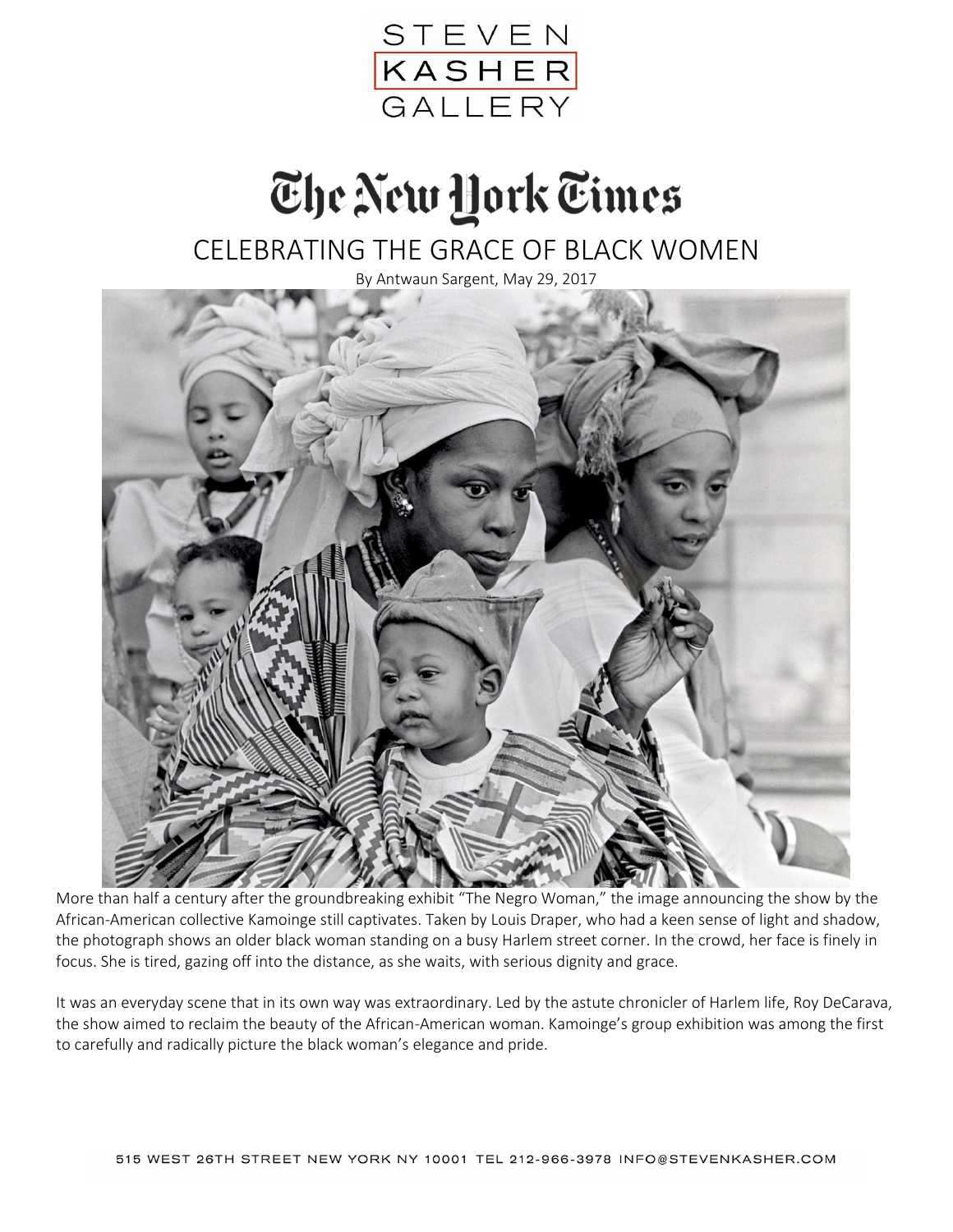STEVEN
KASHER
GALLERY

The New York Times

# CELEBRATING THE GRACE OF BLACK WOMEN

By Antwaun Sargent, May 29, 2017

More than half a century after the groundbreaking exhibit "The Negro Woman," the image announcing the show by the African-American collective Kamoinge still captivates. Taken by Louis Draper, who had a keen sense of light and shadow, the photograph shows an older black woman standing on a busy Harlem street corner. In the crowd, her face is finely in focus. She is tired, gazing off into the distance, as she waits, with serious dignity and grace.

It was an everyday scene that in its own way was extraordinary. Led by the astute chronicler of Harlem life, Roy DeCarava, the show aimed to reclaim the beauty of the African-American woman. Kamoinge's group exhibition was among the first to carefully and radically picture the black woman's elegance and pride.

515 WEST 26TH STREET NEW YORK NY 10001 TEL 212-966-3978 INFO@STEVENKASHER.COM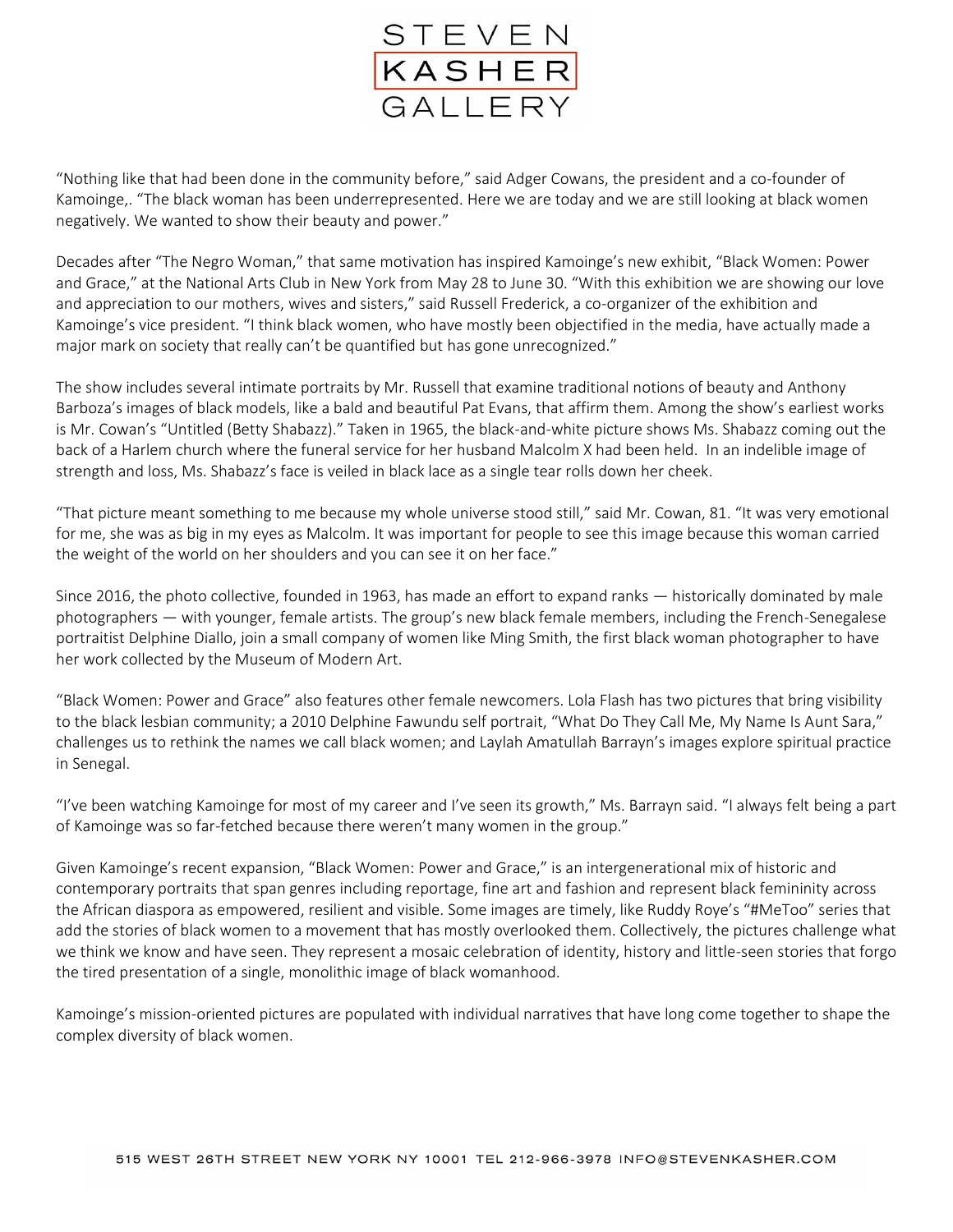"Nothing like that had been done in the community before," said Adger Cowans, the president and a co-founder of Kamoinge,. "The black woman has been underrepresented. Here we are today and we are still looking at black women negatively. We wanted to show their beauty and power."

Decades after "The Negro Woman," that same motivation has inspired Kamoinge's new exhibit, "Black Women: Power and Grace," at the National Arts Club in New York from May 28 to June 30. "With this exhibition we are showing our love and appreciation to our mothers, wives and sisters," said Russell Frederick, a co-organizer of the exhibition and Kamoinge's vice president. "I think black women, who have mostly been objectified in the media, have actually made a major mark on society that really can't be quantified but has gone unrecognized."

The show includes several intimate portraits by Mr. Russell that examine traditional notions of beauty and Anthony Barboza's images of black models, like a bald and beautiful Pat Evans, that affirm them. Among the show's earliest works is Mr. Cowan's "Untitled (Betty Shabazz)." Taken in 1965, the black-and-white picture shows Ms. Shabazz coming out the back of a Harlem church where the funeral service for her husband Malcolm X had been held. In an indelible image of strength and loss, Ms. Shabazz's face is veiled in black lace as a single tear rolls down her cheek.

"That picture meant something to me because my whole universe stood still," said Mr. Cowan, 81. "It was very emotional for me, she was as big in my eyes as Malcolm. It was important for people to see this image because this woman carried the weight of the world on her shoulders and you can see it on her face."

Since 2016, the photo collective, founded in 1963, has made an effort to expand ranks — historically dominated by male photographers — with younger, female artists. The group's new black female members, including the French-Senegalese portraitist Delphine Diallo, join a small company of women like Ming Smith, the first black woman photographer to have her work collected by the Museum of Modern Art.

"Black Women: Power and Grace" also features other female newcomers. Lola Flash has two pictures that bring visibility to the black lesbian community; a 2010 Delphine Fawundu self portrait, "What Do They Call Me, My Name Is Aunt Sara," challenges us to rethink the names we call black women; and Laylah Amatullah Barrayn's images explore spiritual practice in Senegal.

"I've been watching Kamoinge for most of my career and I've seen its growth," Ms. Barrayn said. "I always felt being a part of Kamoinge was so far-fetched because there weren't many women in the group."

Given Kamoinge's recent expansion, "Black Women: Power and Grace," is an intergenerational mix of historic and contemporary portraits that span genres including reportage, fine art and fashion and represent black femininity across the African diaspora as empowered, resilient and visible. Some images are timely, like Ruddy Roye's "#MeToo" series that add the stories of black women to a movement that has mostly overlooked them. Collectively, the pictures challenge what we think we know and have seen. They represent a mosaic celebration of identity, history and little-seen stories that forgo the tired presentation of a single, monolithic image of black womanhood.

Kamoinge's mission-oriented pictures are populated with individual narratives that have long come together to shape the complex diversity of black women.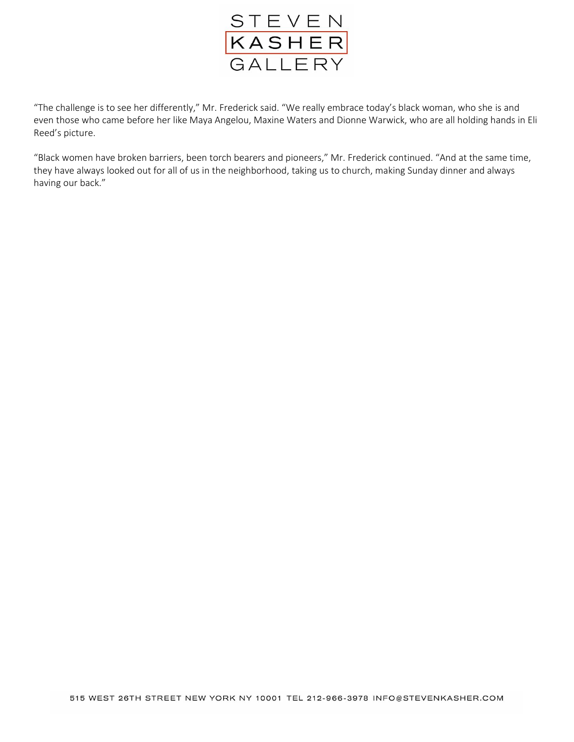"The challenge is to see her differently," Mr. Frederick said. "We really embrace today's black woman, who she is and even those who came before her like Maya Angelou, Maxine Waters and Dionne Warwick, who are all holding hands in Eli Reed's picture.

"Black women have broken barriers, been torch bearers and pioneers," Mr. Frederick continued. "And at the same time, they have always looked out for all of us in the neighborhood, taking us to church, making Sunday dinner and always having our back."